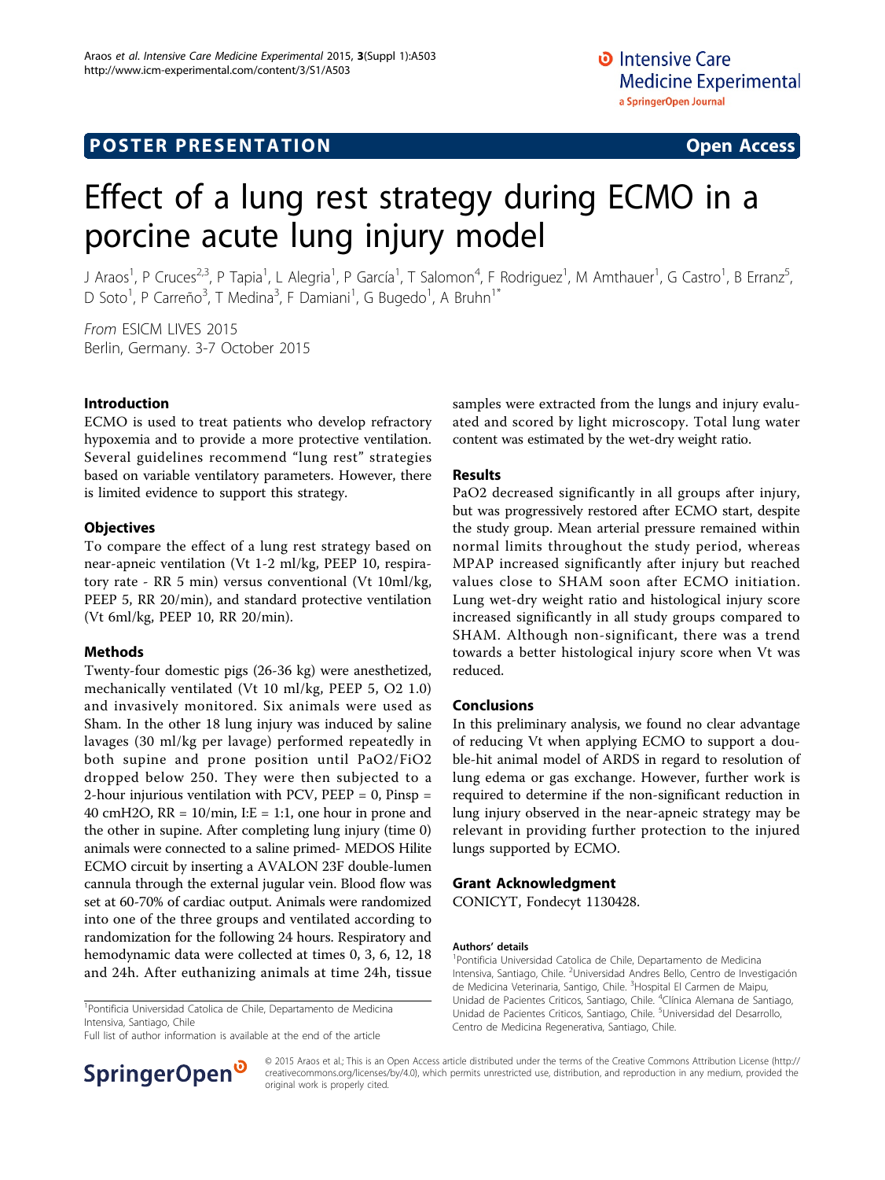POSTER PRESENTATION — Open Access

# Effect of a lung rest strategy during ECMO in a porcine acute lung injury model

J Araos[1], P Cruces[2,3], P Tapia[1], L Alegria[1], P García[1], T Salomon[4], F Rodriguez[1], M Amthauer[1], G Castro[1], B Erranz[5], D Soto[1], P Carreño[3], T Medina[3], F Damiani[1], G Bugedo[1], A Bruhn[1*]

*From* ESICM LIVES 2015
Berlin, Germany. 3-7 October 2015

## Introduction

ECMO is used to treat patients who develop refractory hypoxemia and to provide a more protective ventilation. Several guidelines recommend "lung rest" strategies based on variable ventilatory parameters. However, there is limited evidence to support this strategy.

## Objectives

To compare the effect of a lung rest strategy based on near-apneic ventilation (Vt 1-2 ml/kg, PEEP 10, respiratory rate - RR 5 min) versus conventional (Vt 10ml/kg, PEEP 5, RR 20/min), and standard protective ventilation (Vt 6ml/kg, PEEP 10, RR 20/min).

## Methods

Twenty-four domestic pigs (26-36 kg) were anesthetized, mechanically ventilated (Vt 10 ml/kg, PEEP 5, O2 1.0) and invasively monitored. Six animals were used as Sham. In the other 18 lung injury was induced by saline lavages (30 ml/kg per lavage) performed repeatedly in both supine and prone position until PaO2/FiO2 dropped below 250. They were then subjected to a 2-hour injurious ventilation with PCV, PEEP = 0, Pinsp = 40 cmH2O, RR = 10/min, I:E = 1:1, one hour in prone and the other in supine. After completing lung injury (time 0) animals were connected to a saline primed- MEDOS Hilite ECMO circuit by inserting a AVALON 23F double-lumen cannula through the external jugular vein. Blood flow was set at 60-70% of cardiac output. Animals were randomized into one of the three groups and ventilated according to randomization for the following 24 hours. Respiratory and hemodynamic data were collected at times 0, 3, 6, 12, 18 and 24h. After euthanizing animals at time 24h, tissue samples were extracted from the lungs and injury evaluated and scored by light microscopy. Total lung water content was estimated by the wet-dry weight ratio.

## Results

PaO2 decreased significantly in all groups after injury, but was progressively restored after ECMO start, despite the study group. Mean arterial pressure remained within normal limits throughout the study period, whereas MPAP increased significantly after injury but reached values close to SHAM soon after ECMO initiation. Lung wet-dry weight ratio and histological injury score increased significantly in all study groups compared to SHAM. Although non-significant, there was a trend towards a better histological injury score when Vt was reduced.

## Conclusions

In this preliminary analysis, we found no clear advantage of reducing Vt when applying ECMO to support a double-hit animal model of ARDS in regard to resolution of lung edema or gas exchange. However, further work is required to determine if the non-significant reduction in lung injury observed in the near-apneic strategy may be relevant in providing further protection to the injured lungs supported by ECMO.

## Grant Acknowledgment

CONICYT, Fondecyt 1130428.

### Authors' details

[1]Pontificia Universidad Catolica de Chile, Departamento de Medicina Intensiva, Santiago, Chile. [2]Universidad Andres Bello, Centro de Investigación de Medicina Veterinaria, Santigo, Chile. [3]Hospital El Carmen de Maipu, Unidad de Pacientes Criticos, Santiago, Chile. [4]Clínica Alemana de Santiago, Unidad de Pacientes Criticos, Santiago, Chile. [5]Universidad del Desarrollo, Centro de Medicina Regenerativa, Santiago, Chile.

[1]Pontificia Universidad Catolica de Chile, Departamento de Medicina Intensiva, Santiago, Chile
Full list of author information is available at the end of the article

© 2015 Araos et al.; This is an Open Access article distributed under the terms of the Creative Commons Attribution License (http://creativecommons.org/licenses/by/4.0), which permits unrestricted use, distribution, and reproduction in any medium, provided the original work is properly cited.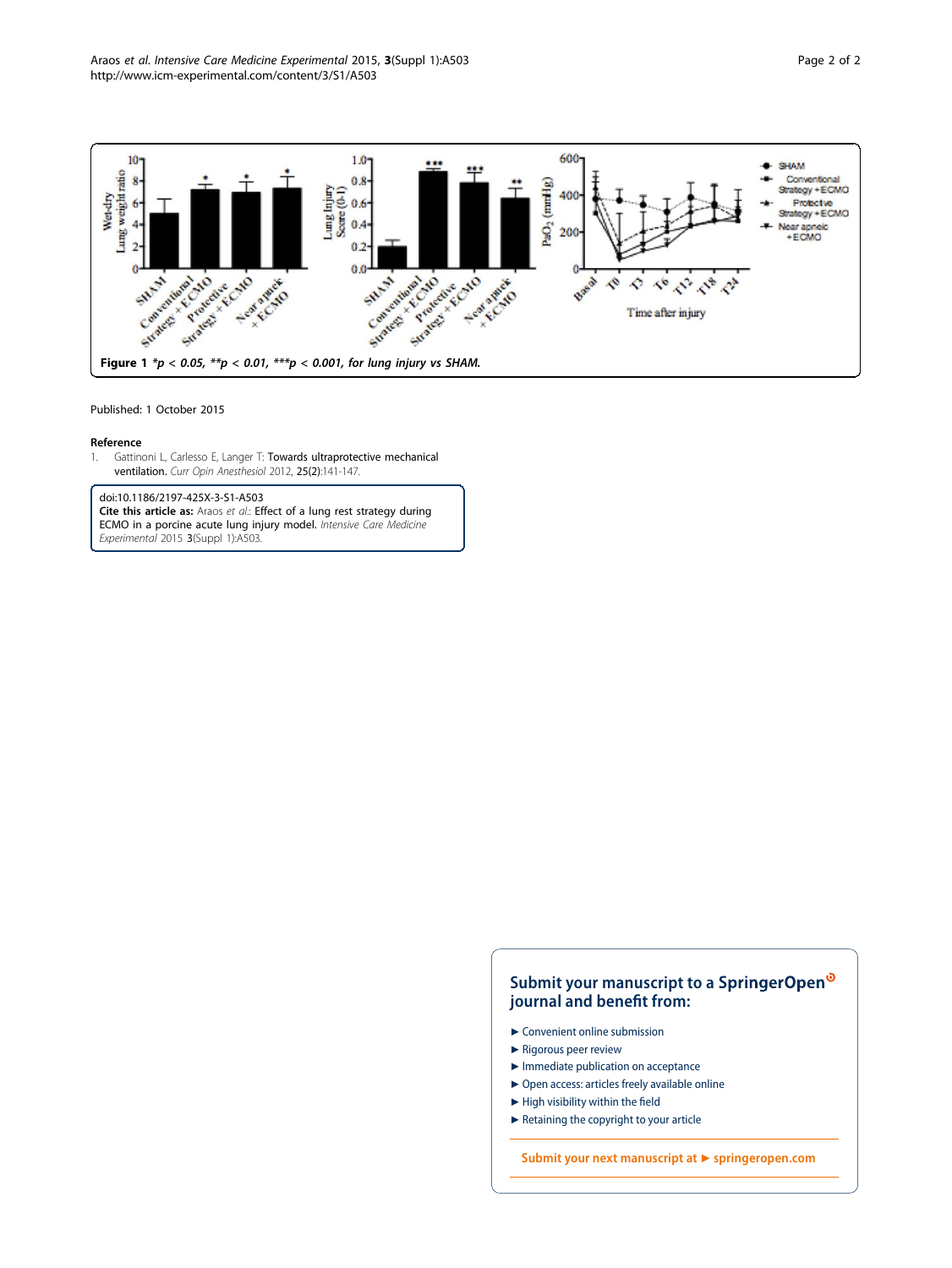Wet-dry Lung weight ratio

10
8
6
4
2
0

SHAM
Conventional Strategy +ECMO
Protective Strategy +ECMO
Near apneic +ECMO

Lung Injury Score (0-1)

1.0
0.8
0.6
0.4
0.2
0.0

SHAM
Conventional Strategy +ECMO
Protective Strategy +ECMO
Near apneic +ECMO

$PaO_2$ (mmHg)

600
400
200
0

Basal
T0
T3
T6
T12
T18
T24

Time after injury

SHAM
Conventional Strategy +ECMO
Protective Strategy +ECMO
Near apneic +ECMO

**Figure 1** *\*p < 0.05, \*\*p < 0.01, \*\*\*p < 0.001, for lung injury vs SHAM.*

Published: 1 October 2015

### Reference

1. Gattinoni L, Carlesso E, Langer T: **Towards ultraprotective mechanical ventilation.** *Curr Opin Anesthesiol* 2012, **25(2)**:141-147.

doi:10.1186/2197-425X-3-S1-A503
**Cite this article as:** Araos *et al.*: Effect of a lung rest strategy during ECMO in a porcine acute lung injury model. *Intensive Care Medicine Experimental* 2015 **3**(Suppl 1):A503.

**Submit your manuscript to a SpringerOpen journal and benefit from:**

- ► Convenient online submission
- ► Rigorous peer review
- ► Immediate publication on acceptance
- ► Open access: articles freely available online
- ► High visibility within the field
- ► Retaining the copyright to your article

**Submit your next manuscript at ► springeropen.com**